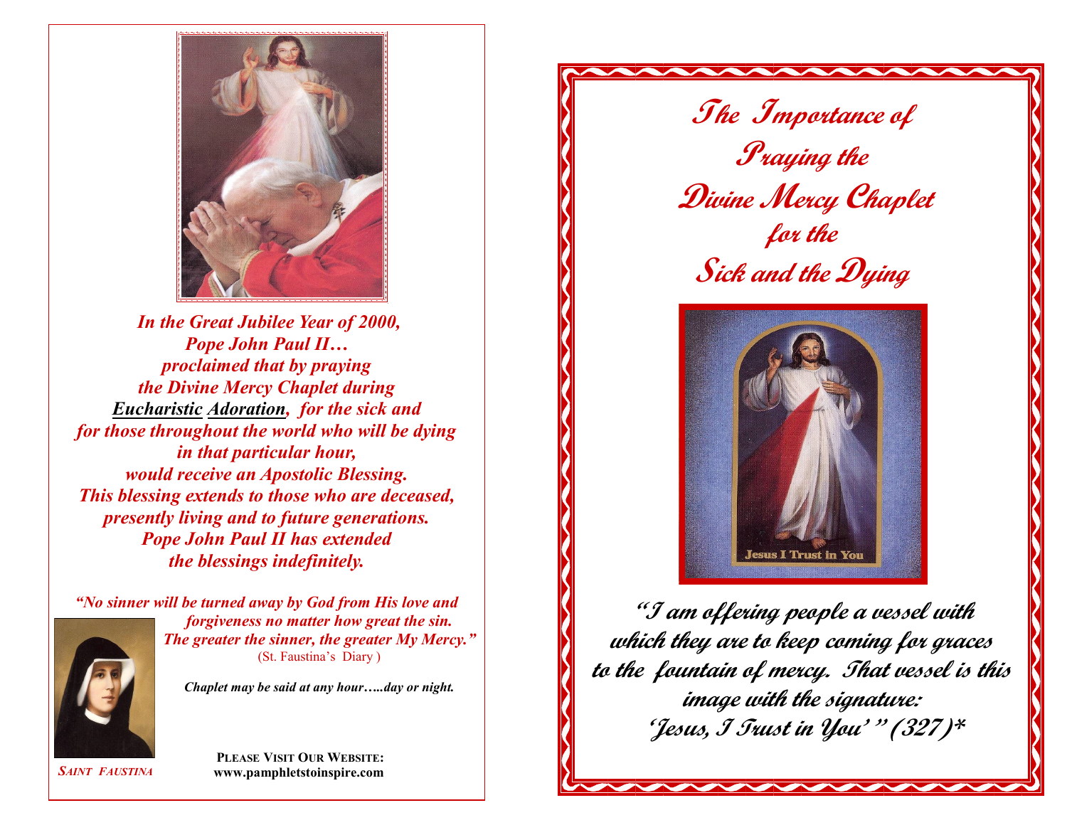*In the Great Jubilee Year of 2000,*
*Pope John Paul II…*
*proclaimed that by praying*
*the Divine Mercy Chaplet during*
***Eucharistic Adoration**, for the sick and*
*for those throughout the world who will be dying*
*in that particular hour,*
*would receive an Apostolic Blessing.*
*This blessing extends to those who are deceased,*
*presently living and to future generations.*
*Pope John Paul II has extended*
*the blessings indefinitely.*

*"No sinner will be turned away by God from His love and forgiveness no matter how great the sin. The greater the sinner, the greater My Mercy."*
(St. Faustina's Diary )

*Chaplet may be said at any hour…..day or night.*

*SAINT FAUSTINA*

**PLEASE VISIT OUR WEBSITE:**
**www.pamphletstoinspire.com**

# The Importance of Praying the Divine Mercy Chaplet for the Sick and the Dying

Jesus I Trust in You

***"I am offering people a vessel with which they are to keep coming for graces to the fountain of mercy. That vessel is this image with the signature: 'Jesus, I Trust in You' " (327)****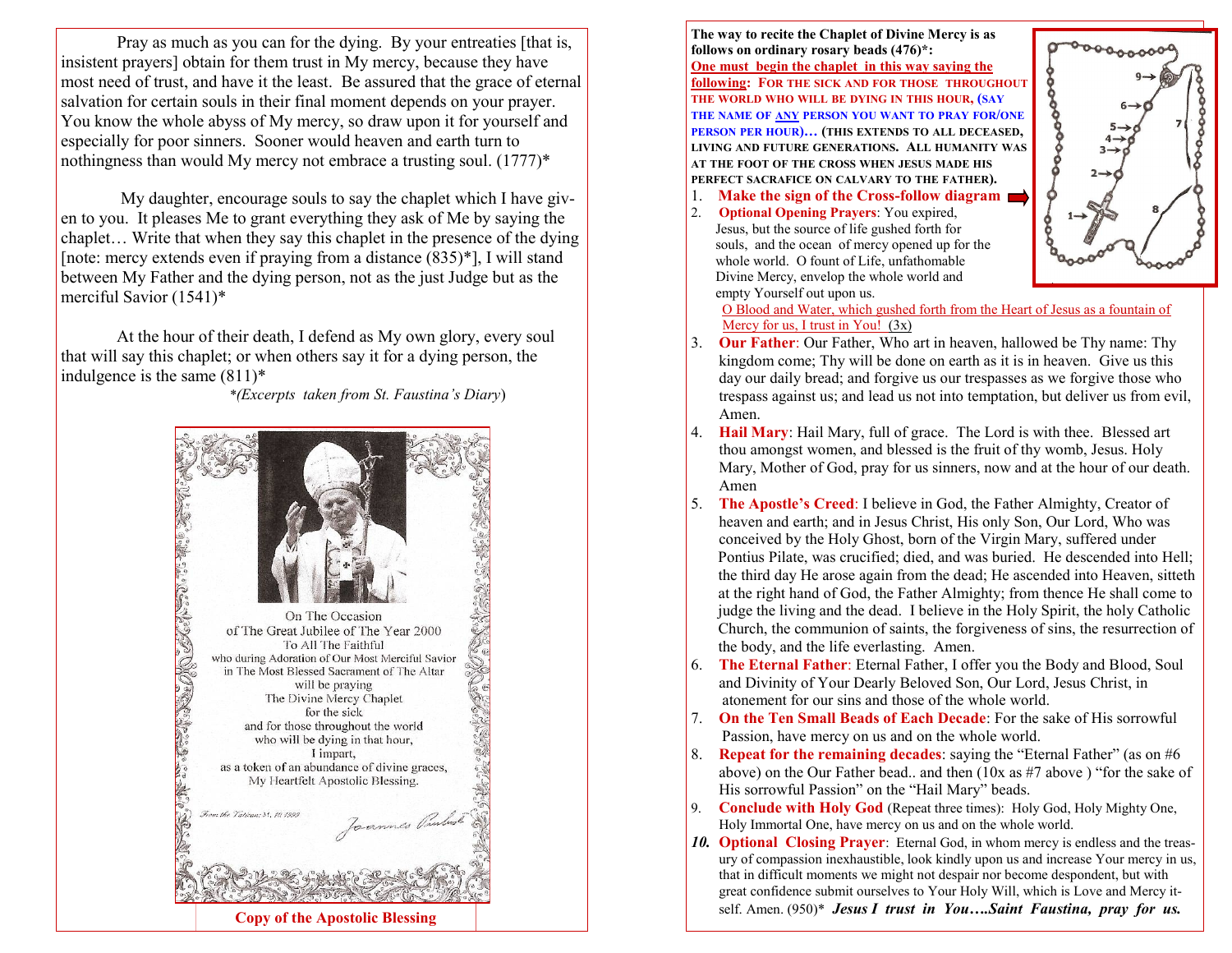Pray as much as you can for the dying. By your entreaties [that is, insistent prayers] obtain for them trust in My mercy, because they have most need of trust, and have it the least. Be assured that the grace of eternal salvation for certain souls in their final moment depends on your prayer. You know the whole abyss of My mercy, so draw upon it for yourself and especially for poor sinners. Sooner would heaven and earth turn to nothingness than would My mercy not embrace a trusting soul. (1777)*

My daughter, encourage souls to say the chaplet which I have given to you. It pleases Me to grant everything they ask of Me by saying the chaplet… Write that when they say this chaplet in the presence of the dying [note: mercy extends even if praying from a distance (835)*], I will stand between My Father and the dying person, not as the just Judge but as the merciful Savior (1541)*

At the hour of their death, I defend as My own glory, every soul that will say this chaplet; or when others say it for a dying person, the indulgence is the same (811)*

*(Excerpts taken from St. Faustina's Diary)*

On The Occasion
of The Great Jubilee of The Year 2000
To All The Faithful
who during Adoration of Our Most Merciful Savior
in The Most Blessed Sacrament of The Altar
will be praying
The Divine Mercy Chaplet
for the sick
and for those throughout the world
who will be dying in that hour,
I impart,
as a token of an abundance of divine graces,
My Heartfelt Apostolic Blessing.

From the Vatican: 31. 10. 1999

Joannes Paulus

**Copy of the Apostolic Blessing**

**The way to recite the Chaplet of Divine Mercy is as follows on ordinary rosary beads (476)*:**

**One must begin the chaplet in this way saying the following: FOR THE SICK AND FOR THOSE THROUGHOUT THE WORLD WHO WILL BE DYING IN THIS HOUR, (SAY THE NAME OF ANY PERSON YOU WANT TO PRAY FOR/ONE PERSON PER HOUR)… (THIS EXTENDS TO ALL DECEASED, LIVING AND FUTURE GENERATIONS. ALL HUMANITY WAS AT THE FOOT OF THE CROSS WHEN JESUS MADE HIS PERFECT SACRAFICE ON CALVARY TO THE FATHER).**

1 2 3 4 5 6 7 8 9

1. **Make the sign of the Cross-follow diagram**
2. **Optional Opening Prayers**: You expired, Jesus, but the source of life gushed forth for souls, and the ocean of mercy opened up for the whole world. O fount of Life, unfathomable Divine Mercy, envelop the whole world and empty Yourself out upon us.
   O Blood and Water, which gushed forth from the Heart of Jesus as a fountain of Mercy for us, I trust in You! (3x)
3. **Our Father**: Our Father, Who art in heaven, hallowed be Thy name: Thy kingdom come; Thy will be done on earth as it is in heaven. Give us this day our daily bread; and forgive us our trespasses as we forgive those who trespass against us; and lead us not into temptation, but deliver us from evil, Amen.
4. **Hail Mary**: Hail Mary, full of grace. The Lord is with thee. Blessed art thou amongst women, and blessed is the fruit of thy womb, Jesus. Holy Mary, Mother of God, pray for us sinners, now and at the hour of our death. Amen
5. **The Apostle's Creed**: I believe in God, the Father Almighty, Creator of heaven and earth; and in Jesus Christ, His only Son, Our Lord, Who was conceived by the Holy Ghost, born of the Virgin Mary, suffered under Pontius Pilate, was crucified; died, and was buried. He descended into Hell; the third day He arose again from the dead; He ascended into Heaven, sitteth at the right hand of God, the Father Almighty; from thence He shall come to judge the living and the dead. I believe in the Holy Spirit, the holy Catholic Church, the communion of saints, the forgiveness of sins, the resurrection of the body, and the life everlasting. Amen.
6. **The Eternal Father**: Eternal Father, I offer you the Body and Blood, Soul and Divinity of Your Dearly Beloved Son, Our Lord, Jesus Christ, in atonement for our sins and those of the whole world.
7. **On the Ten Small Beads of Each Decade**: For the sake of His sorrowful Passion, have mercy on us and on the whole world.
8. **Repeat for the remaining decades**: saying the "Eternal Father" (as on #6 above) on the Our Father bead.. and then (10x as #7 above ) "for the sake of His sorrowful Passion" on the "Hail Mary" beads.
9. **Conclude with Holy God** (Repeat three times): Holy God, Holy Mighty One, Holy Immortal One, have mercy on us and on the whole world.
10. **Optional Closing Prayer**: Eternal God, in whom mercy is endless and the treasury of compassion inexhaustible, look kindly upon us and increase Your mercy in us, that in difficult moments we might not despair nor become despondent, but with great confidence submit ourselves to Your Holy Will, which is Love and Mercy itself. Amen. (950)* ***Jesus I trust in You….Saint Faustina, pray for us.***